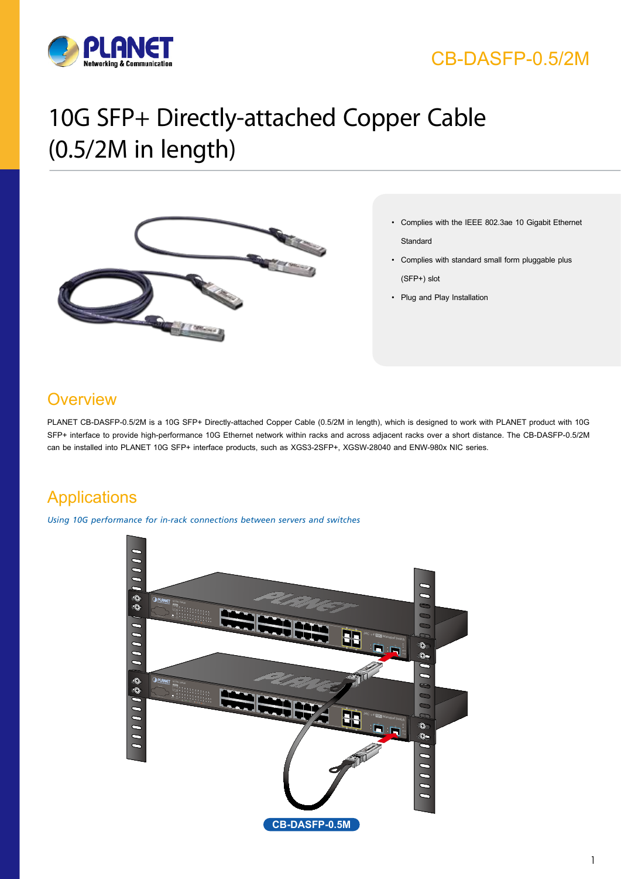CB-DASFP-0.5/2M

# 10G SFP+ Directly-attached Copper Cable (0.5/2M in length)

- Complies with the IEEE 802.3ae 10 Gigabit Ethernet Standard
- Complies with standard small form pluggable plus (SFP+) slot
- Plug and Play Installation

## Overview

PLANET CB-DASFP-0.5/2M is a 10G SFP+ Directly-attached Copper Cable (0.5/2M in length), which is designed to work with PLANET product with 10G SFP+ interface to provide high-performance 10G Ethernet network within racks and across adjacent racks over a short distance. The CB-DASFP-0.5/2M can be installed into PLANET 10G SFP+ interface products, such as XGS3-2SFP+, XGSW-28040 and ENW-980x NIC series.

## Applications

*Using 10G performance for in-rack connections between servers and switches*

CB-DASFP-0.5M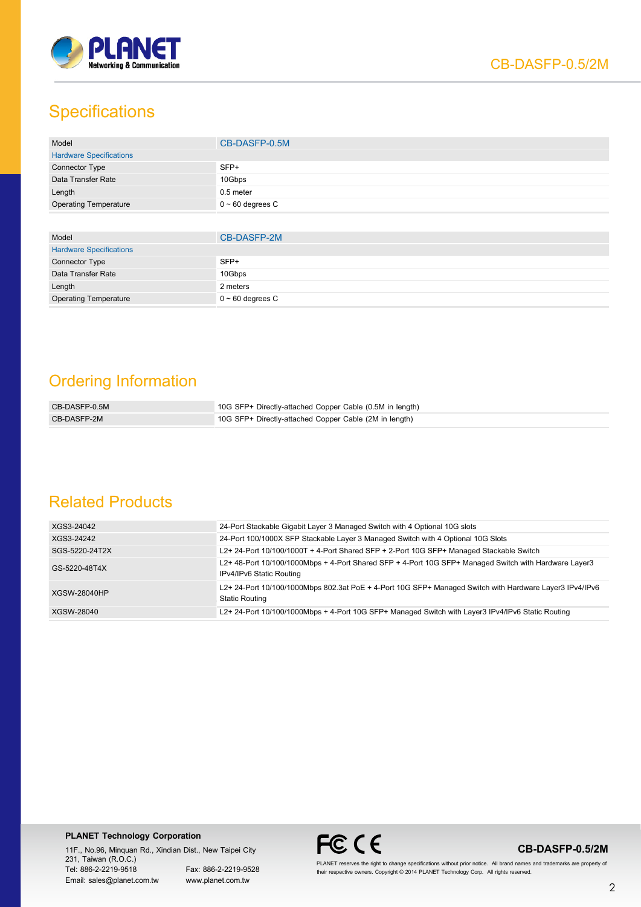## Specifications

| Model | CB-DASFP-0.5M |
|---|---|
| Hardware Specifications | |
| Connector Type | SFP+ |
| Data Transfer Rate | 10Gbps |
| Length | 0.5 meter |
| Operating Temperature | 0 ~ 60 degrees C |

| Model | CB-DASFP-2M |
|---|---|
| Hardware Specifications | |
| Connector Type | SFP+ |
| Data Transfer Rate | 10Gbps |
| Length | 2 meters |
| Operating Temperature | 0 ~ 60 degrees C |

## Ordering Information

| | |
|---|---|
| CB-DASFP-0.5M | 10G SFP+ Directly-attached Copper Cable (0.5M in length) |
| CB-DASFP-2M | 10G SFP+ Directly-attached Copper Cable (2M in length) |

## Related Products

| | |
|---|---|
| XGS3-24042 | 24-Port Stackable Gigabit Layer 3 Managed Switch with 4 Optional 10G slots |
| XGS3-24242 | 24-Port 100/1000X SFP Stackable Layer 3 Managed Switch with 4 Optional 10G Slots |
| SGS-5220-24T2X | L2+ 24-Port 10/100/1000T + 4-Port Shared SFP + 2-Port 10G SFP+ Managed Stackable Switch |
| GS-5220-48T4X | L2+ 48-Port 10/100/1000Mbps + 4-Port Shared SFP + 4-Port 10G SFP+ Managed Switch with Hardware Layer3 IPv4/IPv6 Static Routing |
| XGSW-28040HP | L2+ 24-Port 10/100/1000Mbps 802.3at PoE + 4-Port 10G SFP+ Managed Switch with Hardware Layer3 IPv4/IPv6 Static Routing |
| XGSW-28040 | L2+ 24-Port 10/100/1000Mbps + 4-Port 10G SFP+ Managed Switch with Layer3 IPv4/IPv6 Static Routing |

**PLANET Technology Corporation**

11F., No.96, Minquan Rd., Xindian Dist., New Taipei City 231, Taiwan (R.O.C.)
Tel: 886-2-2219-9518 Fax: 886-2-2219-9528
Email: sales@planet.com.tw www.planet.com.tw

**CB-DASFP-0.5/2M**

PLANET reserves the right to change specifications without prior notice. All brand names and trademarks are property of their respective owners. Copyright © 2014 PLANET Technology Corp. All rights reserved.